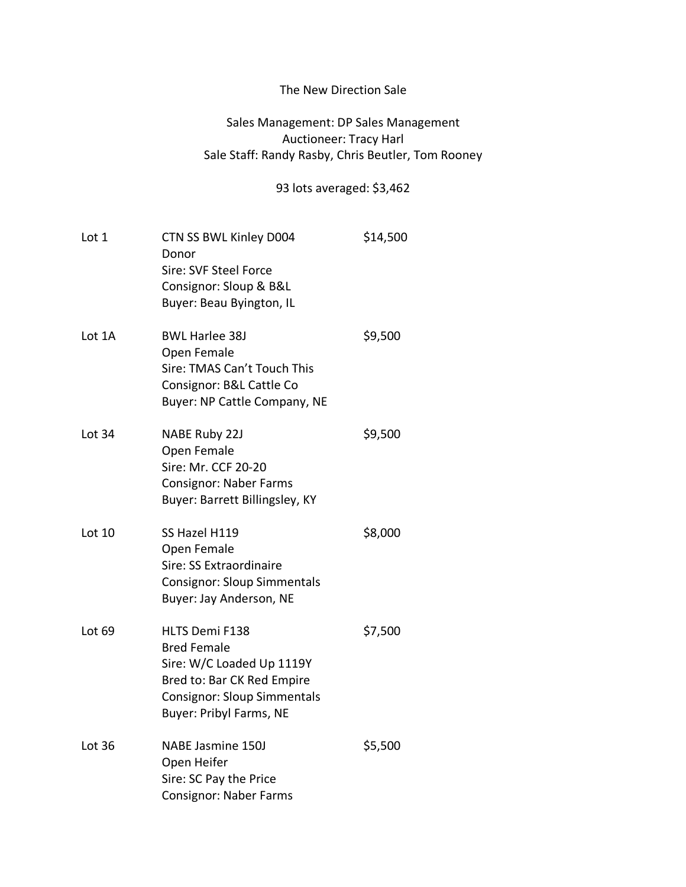# The New Direction Sale

Sales Management: DP Sales Management
Auctioneer: Tracy Harl
Sale Staff: Randy Rasby, Chris Beutler, Tom Rooney

93 lots averaged: $3,462

Lot 1 — CTN SS BWL Kinley D004 — $14,500
Donor
Sire: SVF Steel Force
Consignor: Sloup & B&L
Buyer: Beau Byington, IL

Lot 1A — BWL Harlee 38J — $9,500
Open Female
Sire: TMAS Can't Touch This
Consignor: B&L Cattle Co
Buyer: NP Cattle Company, NE

Lot 34 — NABE Ruby 22J — $9,500
Open Female
Sire: Mr. CCF 20-20
Consignor: Naber Farms
Buyer: Barrett Billingsley, KY

Lot 10 — SS Hazel H119 — $8,000
Open Female
Sire: SS Extraordinaire
Consignor: Sloup Simmentals
Buyer: Jay Anderson, NE

Lot 69 — HLTS Demi F138 — $7,500
Bred Female
Sire: W/C Loaded Up 1119Y
Bred to: Bar CK Red Empire
Consignor: Sloup Simmentals
Buyer: Pribyl Farms, NE

Lot 36 — NABE Jasmine 150J — $5,500
Open Heifer
Sire: SC Pay the Price
Consignor: Naber Farms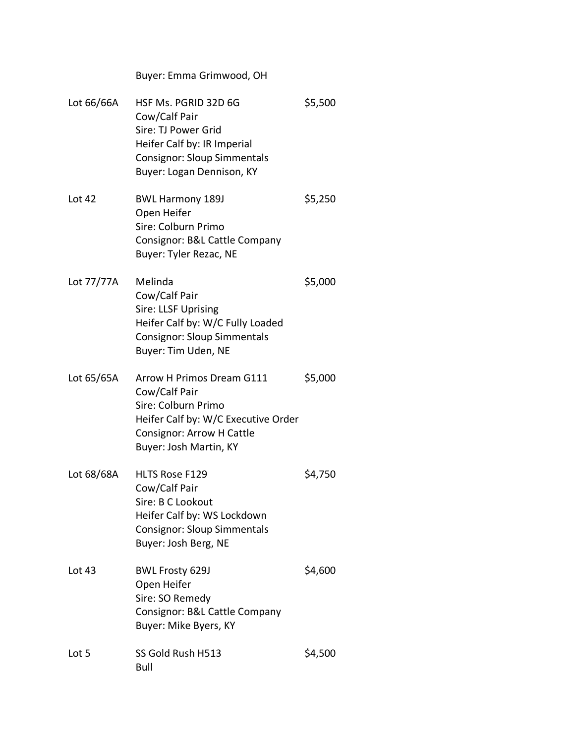Buyer: Emma Grimwood, OH

| | | |
|---|---|---|
| Lot 66/66A | HSF Ms. PGRID 32D 6G<br>Cow/Calf Pair<br>Sire: TJ Power Grid<br>Heifer Calf by: IR Imperial<br>Consignor: Sloup Simmentals<br>Buyer: Logan Dennison, KY | $5,500 |
| Lot 42 | BWL Harmony 189J<br>Open Heifer<br>Sire: Colburn Primo<br>Consignor: B&L Cattle Company<br>Buyer: Tyler Rezac, NE | $5,250 |
| Lot 77/77A | Melinda<br>Cow/Calf Pair<br>Sire: LLSF Uprising<br>Heifer Calf by: W/C Fully Loaded<br>Consignor: Sloup Simmentals<br>Buyer: Tim Uden, NE | $5,000 |
| Lot 65/65A | Arrow H Primos Dream G111<br>Cow/Calf Pair<br>Sire: Colburn Primo<br>Heifer Calf by: W/C Executive Order<br>Consignor: Arrow H Cattle<br>Buyer: Josh Martin, KY | $5,000 |
| Lot 68/68A | HLTS Rose F129<br>Cow/Calf Pair<br>Sire: B C Lookout<br>Heifer Calf by: WS Lockdown<br>Consignor: Sloup Simmentals<br>Buyer: Josh Berg, NE | $4,750 |
| Lot 43 | BWL Frosty 629J<br>Open Heifer<br>Sire: SO Remedy<br>Consignor: B&L Cattle Company<br>Buyer: Mike Byers, KY | $4,600 |
| Lot 5 | SS Gold Rush H513<br>Bull | $4,500 |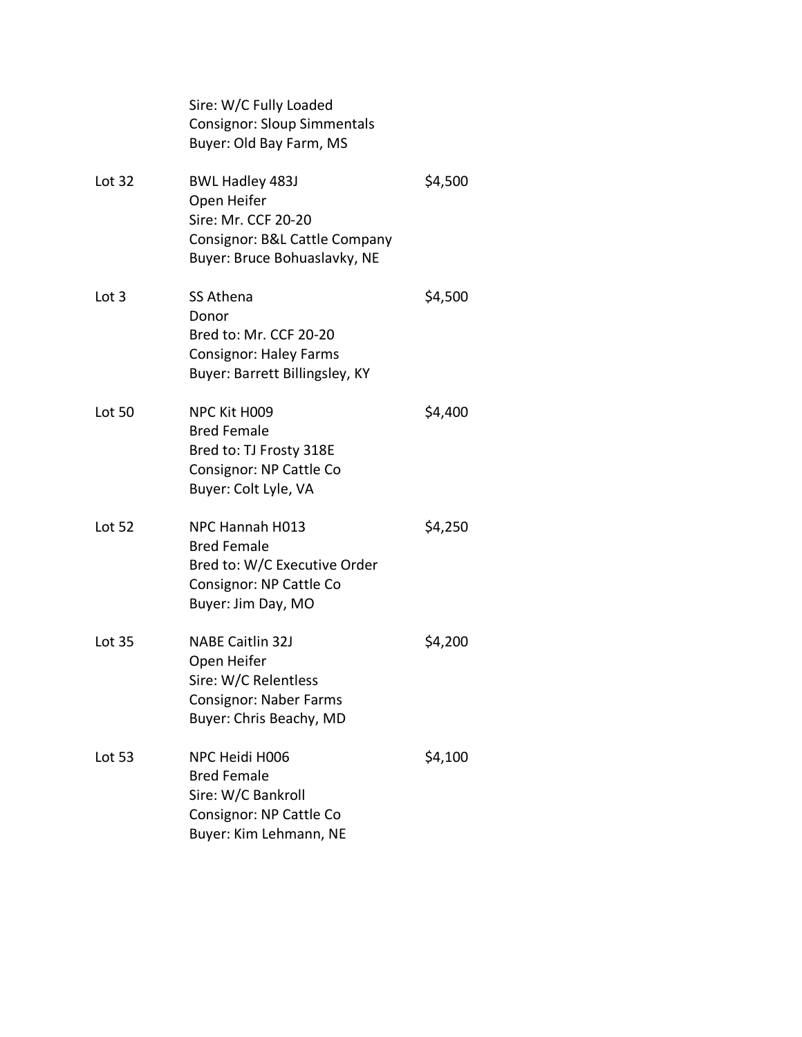Sire: W/C Fully Loaded
Consignor: Sloup Simmentals
Buyer: Old Bay Farm, MS

| | | |
|---|---|---|
| Lot 32 | BWL Hadley 483J<br>Open Heifer<br>Sire: Mr. CCF 20-20<br>Consignor: B&L Cattle Company<br>Buyer: Bruce Bohuaslavky, NE | $4,500 |
| Lot 3 | SS Athena<br>Donor<br>Bred to: Mr. CCF 20-20<br>Consignor: Haley Farms<br>Buyer: Barrett Billingsley, KY | $4,500 |
| Lot 50 | NPC Kit H009<br>Bred Female<br>Bred to: TJ Frosty 318E<br>Consignor: NP Cattle Co<br>Buyer: Colt Lyle, VA | $4,400 |
| Lot 52 | NPC Hannah H013<br>Bred Female<br>Bred to: W/C Executive Order<br>Consignor: NP Cattle Co<br>Buyer: Jim Day, MO | $4,250 |
| Lot 35 | NABE Caitlin 32J<br>Open Heifer<br>Sire: W/C Relentless<br>Consignor: Naber Farms<br>Buyer: Chris Beachy, MD | $4,200 |
| Lot 53 | NPC Heidi H006<br>Bred Female<br>Sire: W/C Bankroll<br>Consignor: NP Cattle Co<br>Buyer: Kim Lehmann, NE | $4,100 |